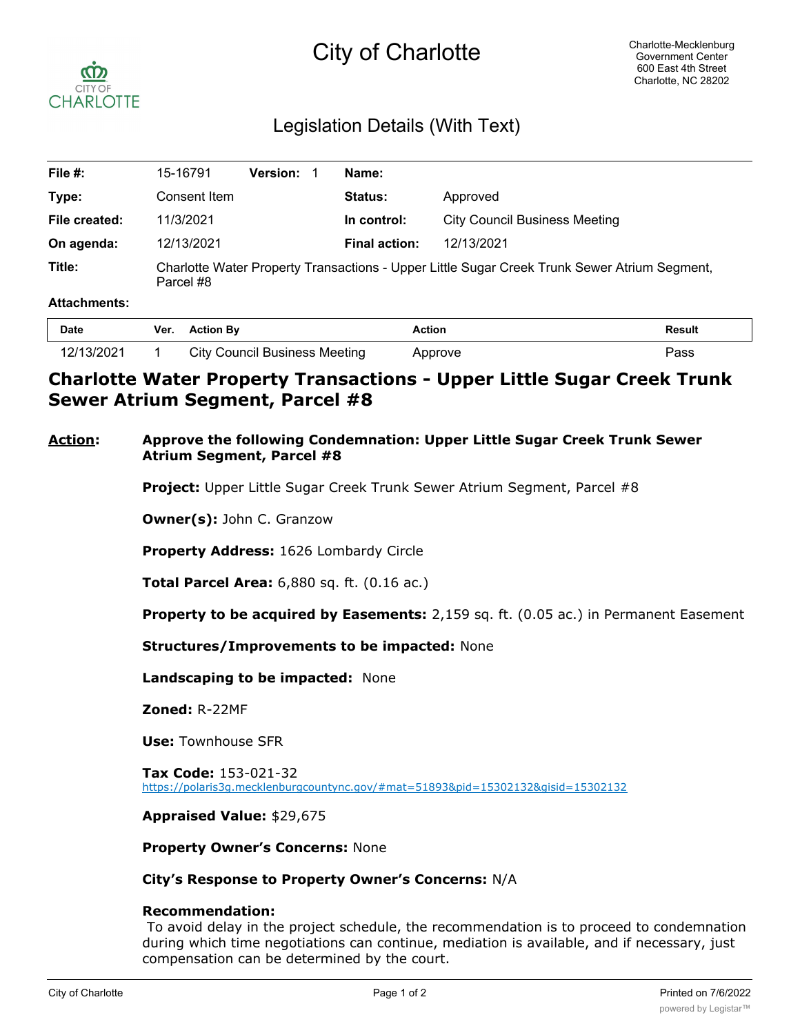# City of Charlotte

Charlotte-Mecklenburg Government Center
600 East 4th Street
Charlotte, NC 28202

## Legislation Details (With Text)

| | | | | | |
|---|---|---|---|---|---|
| **File #:** | 15-16791 | **Version:** 1 | **Name:** | | |
| **Type:** | Consent Item | | **Status:** | Approved | |
| **File created:** | 11/3/2021 | | **In control:** | City Council Business Meeting | |
| **On agenda:** | 12/13/2021 | | **Final action:** | 12/13/2021 | |
| **Title:** | Charlotte Water Property Transactions - Upper Little Sugar Creek Trunk Sewer Atrium Segment, Parcel #8 | | | | |

**Attachments:**

| Date | Ver. | Action By | Action | Result |
|---|---|---|---|---|
| 12/13/2021 | 1 | City Council Business Meeting | Approve | Pass |

## Charlotte Water Property Transactions - Upper Little Sugar Creek Trunk Sewer Atrium Segment, Parcel #8

**Action:** **Approve the following Condemnation: Upper Little Sugar Creek Trunk Sewer Atrium Segment, Parcel #8**

**Project:** Upper Little Sugar Creek Trunk Sewer Atrium Segment, Parcel #8

**Owner(s):** John C. Granzow

**Property Address:** 1626 Lombardy Circle

**Total Parcel Area:** 6,880 sq. ft. (0.16 ac.)

**Property to be acquired by Easements:** 2,159 sq. ft. (0.05 ac.) in Permanent Easement

**Structures/Improvements to be impacted:** None

**Landscaping to be impacted:** None

**Zoned:** R-22MF

**Use:** Townhouse SFR

**Tax Code:** 153-021-32
https://polaris3g.mecklenburgcountync.gov/#mat=51893&pid=15302132&gisid=15302132

**Appraised Value:** $29,675

**Property Owner's Concerns:** None

**City's Response to Property Owner's Concerns:** N/A

**Recommendation:**
To avoid delay in the project schedule, the recommendation is to proceed to condemnation during which time negotiations can continue, mediation is available, and if necessary, just compensation can be determined by the court.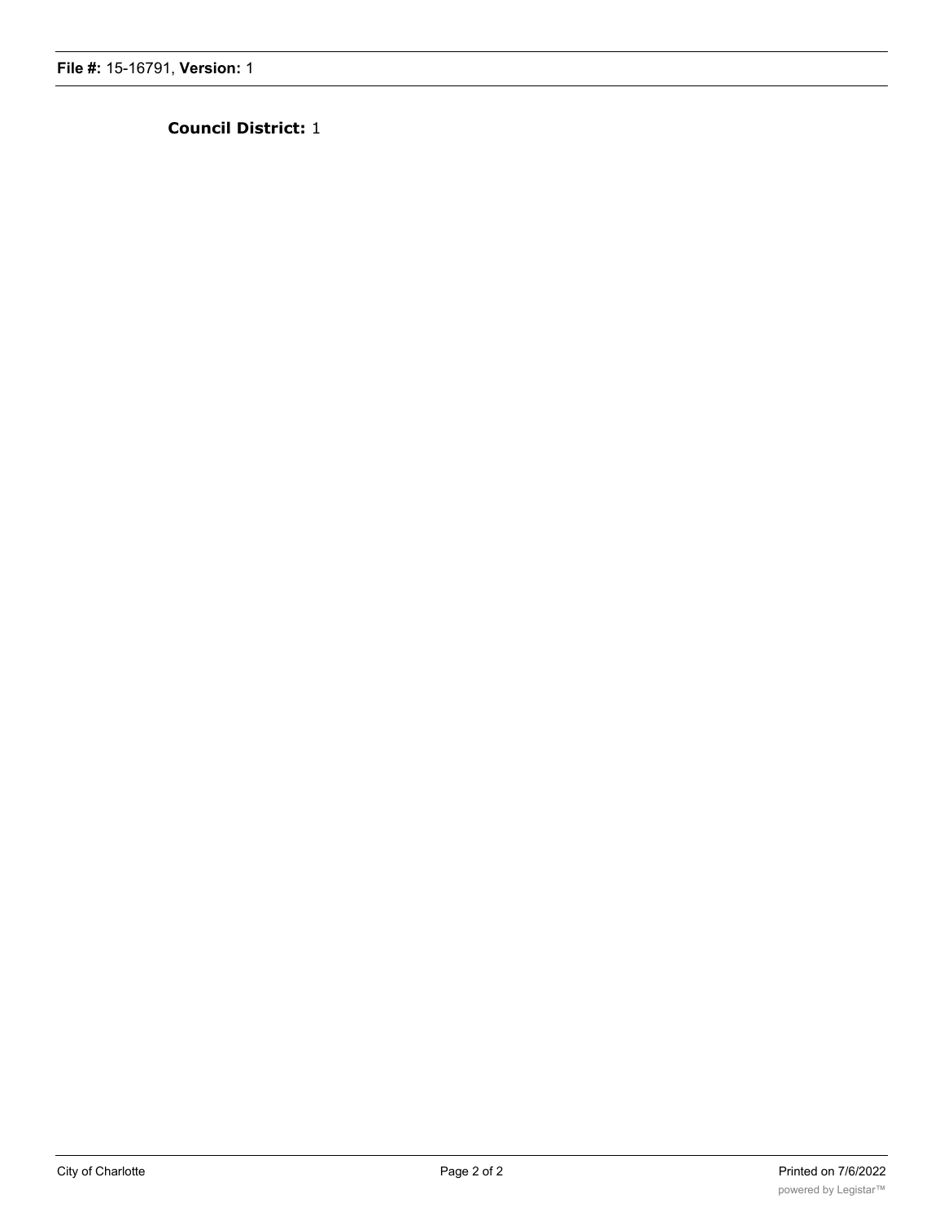**Council District:** 1